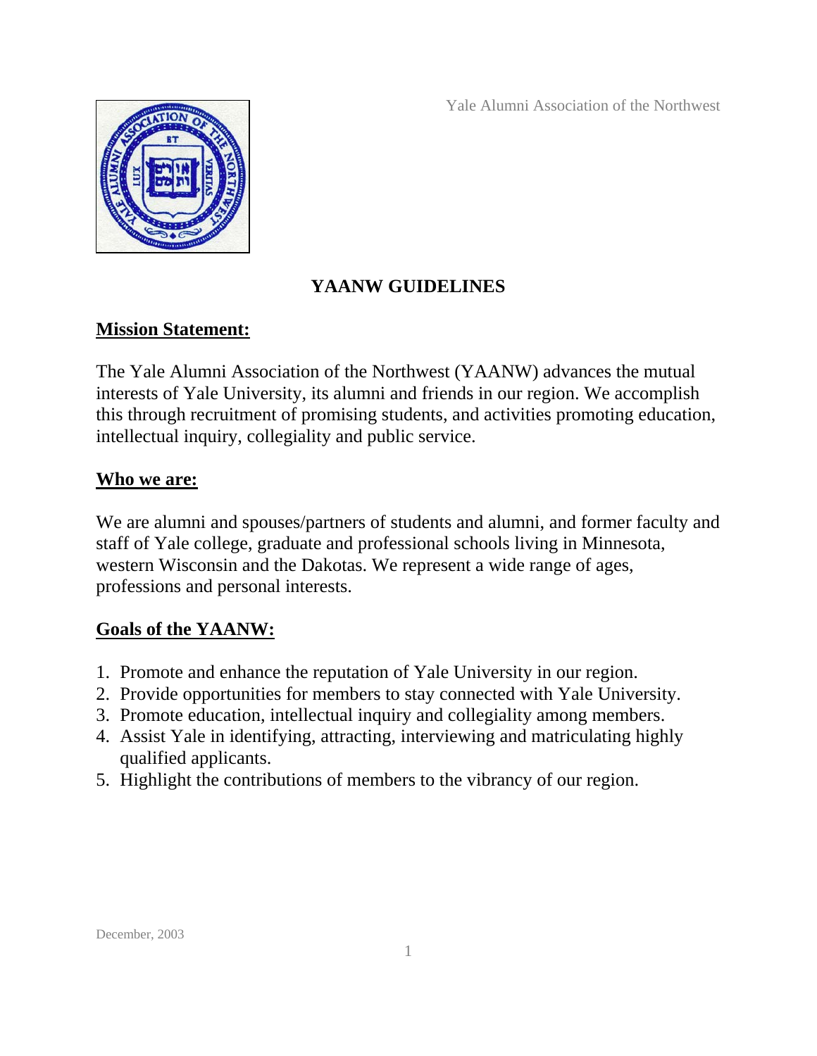# YAANW GUIDELINES

## Mission Statement:

The Yale Alumni Association of the Northwest (YAANW) advances the mutual interests of Yale University, its alumni and friends in our region. We accomplish this through recruitment of promising students, and activities promoting education, intellectual inquiry, collegiality and public service.

## Who we are:

We are alumni and spouses/partners of students and alumni, and former faculty and staff of Yale college, graduate and professional schools living in Minnesota, western Wisconsin and the Dakotas. We represent a wide range of ages, professions and personal interests.

## Goals of the YAANW:

1. Promote and enhance the reputation of Yale University in our region.
2. Provide opportunities for members to stay connected with Yale University.
3. Promote education, intellectual inquiry and collegiality among members.
4. Assist Yale in identifying, attracting, interviewing and matriculating highly qualified applicants.
5. Highlight the contributions of members to the vibrancy of our region.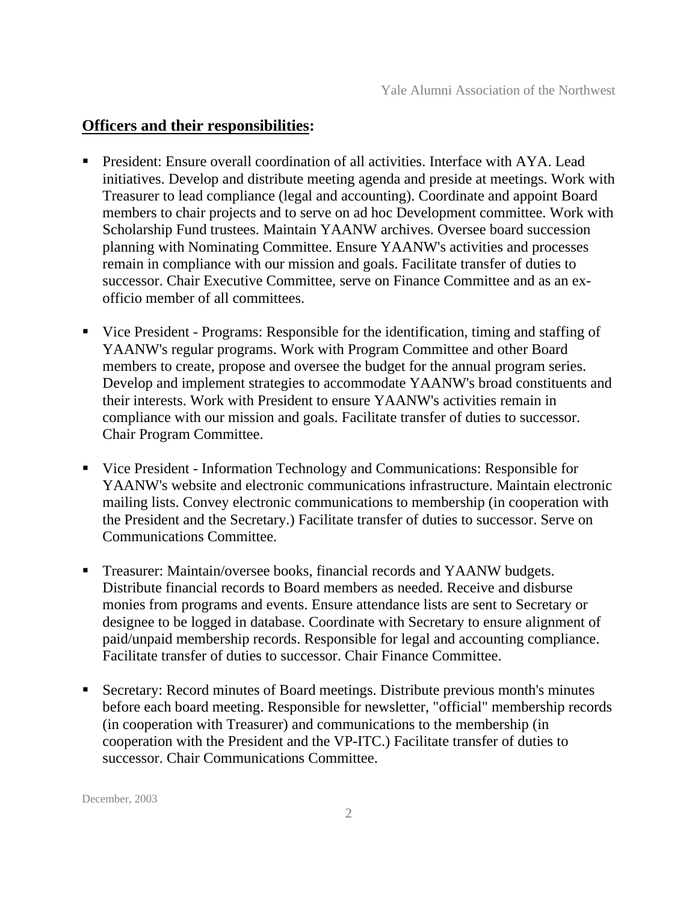## **Officers and their responsibilities:**

- President: Ensure overall coordination of all activities. Interface with AYA. Lead initiatives. Develop and distribute meeting agenda and preside at meetings. Work with Treasurer to lead compliance (legal and accounting). Coordinate and appoint Board members to chair projects and to serve on ad hoc Development committee. Work with Scholarship Fund trustees. Maintain YAANW archives. Oversee board succession planning with Nominating Committee. Ensure YAANW's activities and processes remain in compliance with our mission and goals. Facilitate transfer of duties to successor. Chair Executive Committee, serve on Finance Committee and as an ex-officio member of all committees.

- Vice President - Programs: Responsible for the identification, timing and staffing of YAANW's regular programs. Work with Program Committee and other Board members to create, propose and oversee the budget for the annual program series. Develop and implement strategies to accommodate YAANW's broad constituents and their interests. Work with President to ensure YAANW's activities remain in compliance with our mission and goals. Facilitate transfer of duties to successor. Chair Program Committee.

- Vice President - Information Technology and Communications: Responsible for YAANW's website and electronic communications infrastructure. Maintain electronic mailing lists. Convey electronic communications to membership (in cooperation with the President and the Secretary.) Facilitate transfer of duties to successor. Serve on Communications Committee.

- Treasurer: Maintain/oversee books, financial records and YAANW budgets. Distribute financial records to Board members as needed. Receive and disburse monies from programs and events. Ensure attendance lists are sent to Secretary or designee to be logged in database. Coordinate with Secretary to ensure alignment of paid/unpaid membership records. Responsible for legal and accounting compliance. Facilitate transfer of duties to successor. Chair Finance Committee.

- Secretary: Record minutes of Board meetings. Distribute previous month's minutes before each board meeting. Responsible for newsletter, "official" membership records (in cooperation with Treasurer) and communications to the membership (in cooperation with the President and the VP-ITC.) Facilitate transfer of duties to successor. Chair Communications Committee.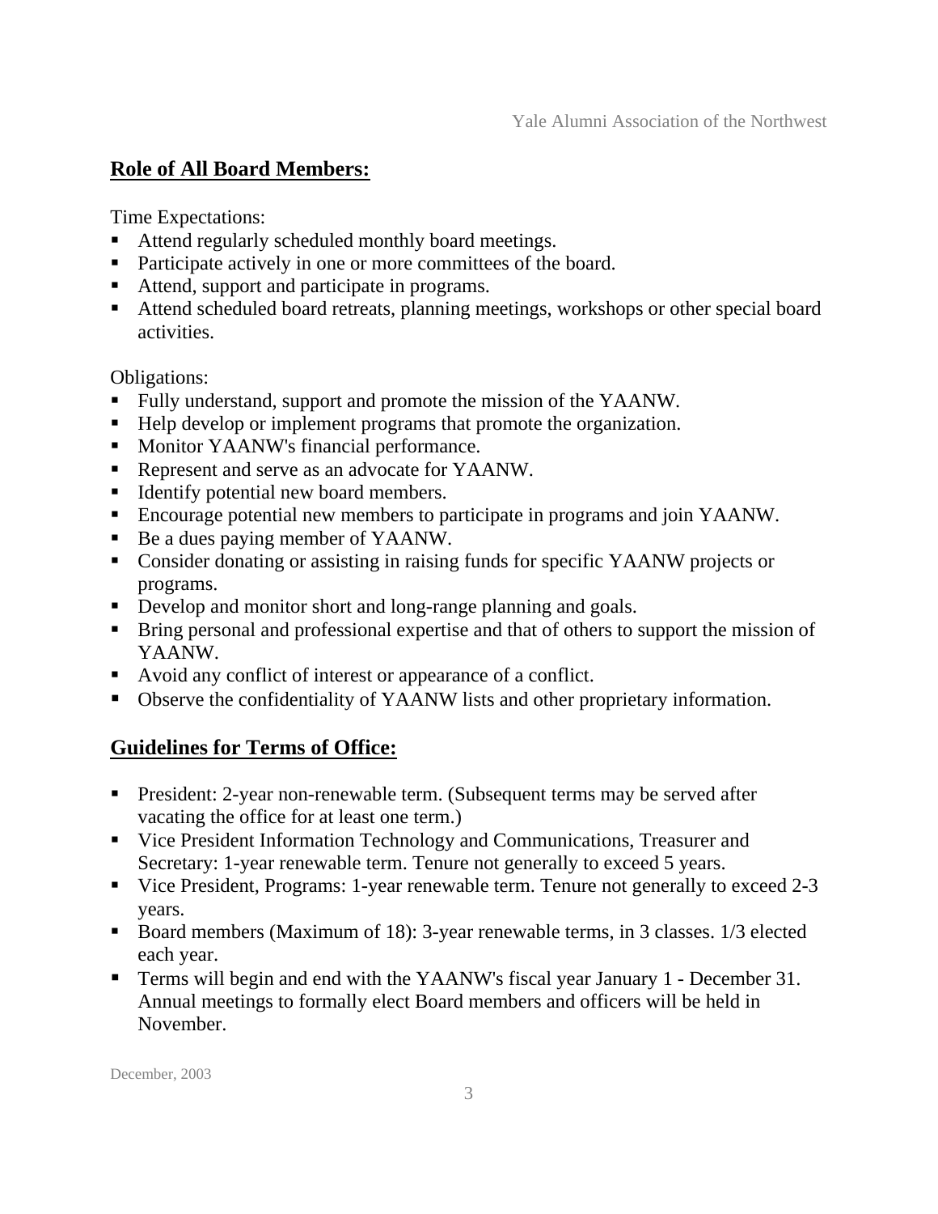## **Role of All Board Members:**

Time Expectations:

- Attend regularly scheduled monthly board meetings.
- Participate actively in one or more committees of the board.
- Attend, support and participate in programs.
- Attend scheduled board retreats, planning meetings, workshops or other special board activities.

Obligations:

- Fully understand, support and promote the mission of the YAANW.
- Help develop or implement programs that promote the organization.
- Monitor YAANW's financial performance.
- Represent and serve as an advocate for YAANW.
- Identify potential new board members.
- Encourage potential new members to participate in programs and join YAANW.
- Be a dues paying member of YAANW.
- Consider donating or assisting in raising funds for specific YAANW projects or programs.
- Develop and monitor short and long-range planning and goals.
- Bring personal and professional expertise and that of others to support the mission of YAANW.
- Avoid any conflict of interest or appearance of a conflict.
- Observe the confidentiality of YAANW lists and other proprietary information.

## **Guidelines for Terms of Office:**

- President: 2-year non-renewable term. (Subsequent terms may be served after vacating the office for at least one term.)
- Vice President Information Technology and Communications, Treasurer and Secretary: 1-year renewable term. Tenure not generally to exceed 5 years.
- Vice President, Programs: 1-year renewable term. Tenure not generally to exceed 2-3 years.
- Board members (Maximum of 18): 3-year renewable terms, in 3 classes. 1/3 elected each year.
- Terms will begin and end with the YAANW's fiscal year January 1 - December 31. Annual meetings to formally elect Board members and officers will be held in November.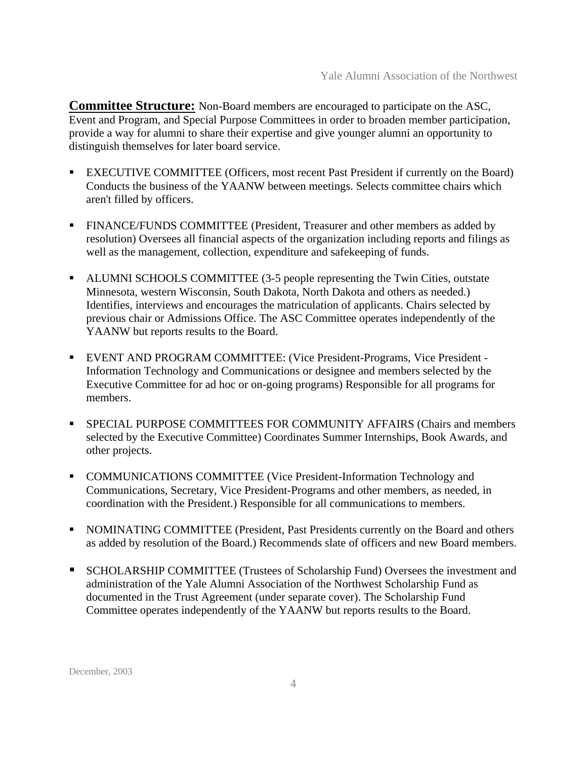**Committee Structure:** Non-Board members are encouraged to participate on the ASC, Event and Program, and Special Purpose Committees in order to broaden member participation, provide a way for alumni to share their expertise and give younger alumni an opportunity to distinguish themselves for later board service.

- EXECUTIVE COMMITTEE (Officers, most recent Past President if currently on the Board) Conducts the business of the YAANW between meetings. Selects committee chairs which aren't filled by officers.

- FINANCE/FUNDS COMMITTEE (President, Treasurer and other members as added by resolution) Oversees all financial aspects of the organization including reports and filings as well as the management, collection, expenditure and safekeeping of funds.

- ALUMNI SCHOOLS COMMITTEE (3-5 people representing the Twin Cities, outstate Minnesota, western Wisconsin, South Dakota, North Dakota and others as needed.) Identifies, interviews and encourages the matriculation of applicants. Chairs selected by previous chair or Admissions Office. The ASC Committee operates independently of the YAANW but reports results to the Board.

- EVENT AND PROGRAM COMMITTEE: (Vice President-Programs, Vice President - Information Technology and Communications or designee and members selected by the Executive Committee for ad hoc or on-going programs) Responsible for all programs for members.

- SPECIAL PURPOSE COMMITTEES FOR COMMUNITY AFFAIRS (Chairs and members selected by the Executive Committee) Coordinates Summer Internships, Book Awards, and other projects.

- COMMUNICATIONS COMMITTEE (Vice President-Information Technology and Communications, Secretary, Vice President-Programs and other members, as needed, in coordination with the President.) Responsible for all communications to members.

- NOMINATING COMMITTEE (President, Past Presidents currently on the Board and others as added by resolution of the Board.) Recommends slate of officers and new Board members.

- SCHOLARSHIP COMMITTEE (Trustees of Scholarship Fund) Oversees the investment and administration of the Yale Alumni Association of the Northwest Scholarship Fund as documented in the Trust Agreement (under separate cover). The Scholarship Fund Committee operates independently of the YAANW but reports results to the Board.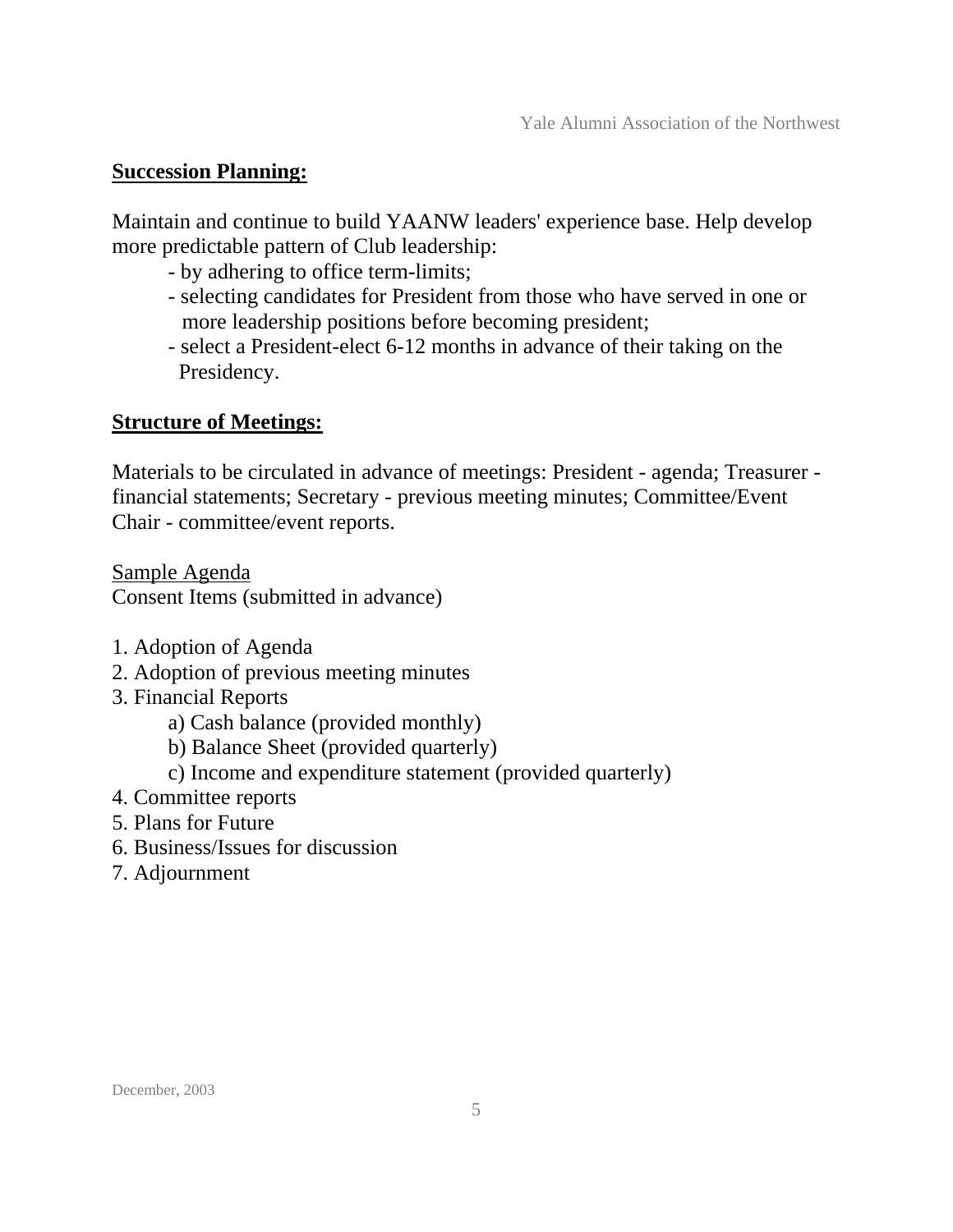**Succession Planning:**

Maintain and continue to build YAANW leaders' experience base. Help develop more predictable pattern of Club leadership:

- by adhering to office term-limits;
- selecting candidates for President from those who have served in one or more leadership positions before becoming president;
- select a President-elect 6-12 months in advance of their taking on the Presidency.

**Structure of Meetings:**

Materials to be circulated in advance of meetings: President - agenda; Treasurer - financial statements; Secretary - previous meeting minutes; Committee/Event Chair - committee/event reports.

Sample Agenda
Consent Items (submitted in advance)

1. Adoption of Agenda
2. Adoption of previous meeting minutes
3. Financial Reports
    a) Cash balance (provided monthly)
    b) Balance Sheet (provided quarterly)
    c) Income and expenditure statement (provided quarterly)
4. Committee reports
5. Plans for Future
6. Business/Issues for discussion
7. Adjournment